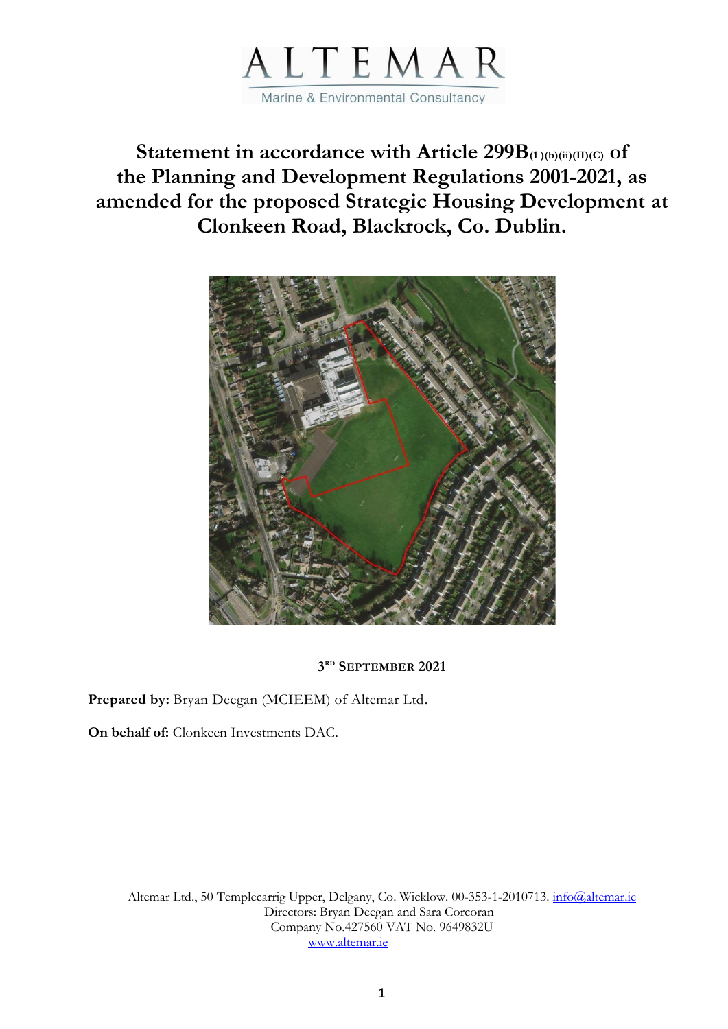ALTEMAR

Marine & Environmental Consultancy

# Statement in accordance with Article 299B(1)(b)(ii)(II)(C) of the Planning and Development Regulations 2001-2021, as amended for the proposed Strategic Housing Development at Clonkeen Road, Blackrock, Co. Dublin.

3RD SEPTEMBER 2021

**Prepared by:** Bryan Deegan (MCIEEM) of Altemar Ltd.

**On behalf of:** Clonkeen Investments DAC.

Altemar Ltd., 50 Templecarrig Upper, Delgany, Co. Wicklow. 00-353-1-2010713. info@altemar.ie
Directors: Bryan Deegan and Sara Corcoran
Company No.427560 VAT No. 9649832U
www.altemar.ie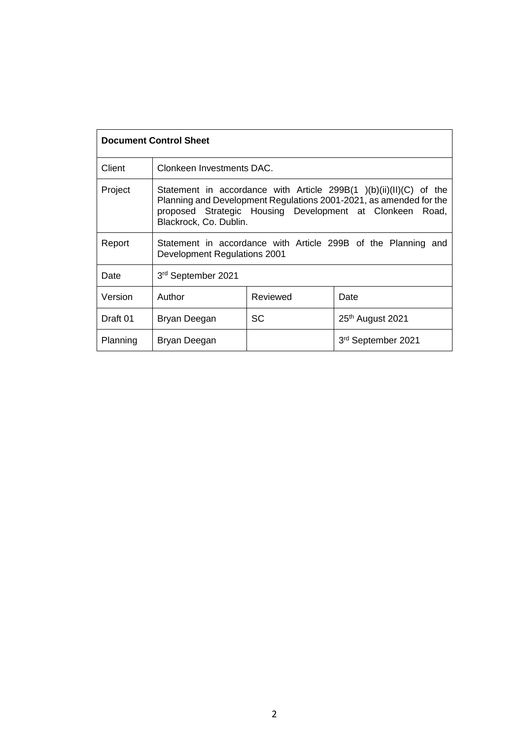| Document Control Sheet | | | |
| --- | --- | --- | --- |
| Client | Clonkeen Investments DAC. | | |
| Project | Statement in accordance with Article 299B(1 )(b)(ii)(II)(C) of the Planning and Development Regulations 2001-2021, as amended for the proposed Strategic Housing Development at Clonkeen Road, Blackrock, Co. Dublin. | | |
| Report | Statement in accordance with Article 299B of the Planning and Development Regulations 2001 | | |
| Date | 3rd September 2021 | | |
| Version | Author | Reviewed | Date |
| Draft 01 | Bryan Deegan | SC | 25th August 2021 |
| Planning | Bryan Deegan | | 3rd September 2021 |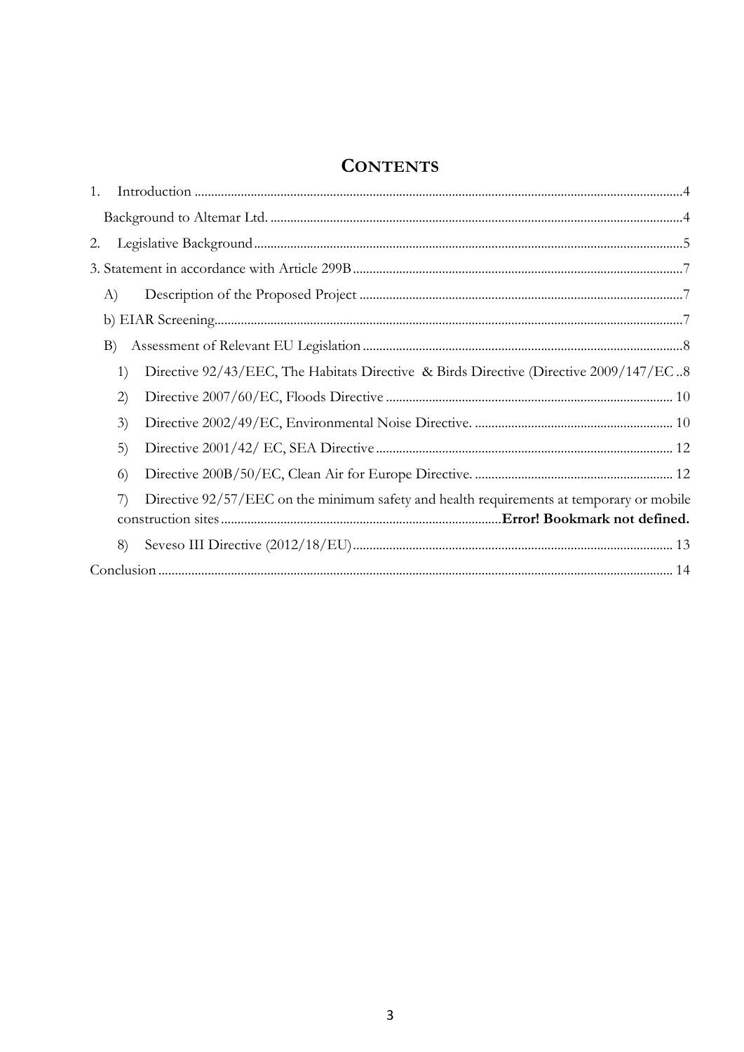# CONTENTS

1. Introduction .......................................................................................................................4
   - Background to Altemar Ltd. ...........................................................................................4
2. Legislative Background ......................................................................................................5

3. Statement in accordance with Article 299B .........................................................................7

   - A) Description of the Proposed Project ..........................................................................7
   - b) EIAR Screening.........................................................................................................7
   - B) Assessment of Relevant EU Legislation ......................................................................8
     1) Directive 92/43/EEC, The Habitats Directive & Birds Directive (Directive 2009/147/EC ..8
     2) Directive 2007/60/EC, Floods Directive ..................................................................... 10
     3) Directive 2002/49/EC, Environmental Noise Directive. ............................................... 10
     5) Directive 2001/42/ EC, SEA Directive ......................................................................... 12
     6) Directive 200B/50/EC, Clean Air for Europe Directive. ................................................ 12
     7) Directive 92/57/EEC on the minimum safety and health requirements at temporary or mobile construction sites ..........................................................................**Error! Bookmark not defined.**
     8) Seveso III Directive (2012/18/EU) ............................................................................... 13

Conclusion ........................................................................................................................... 14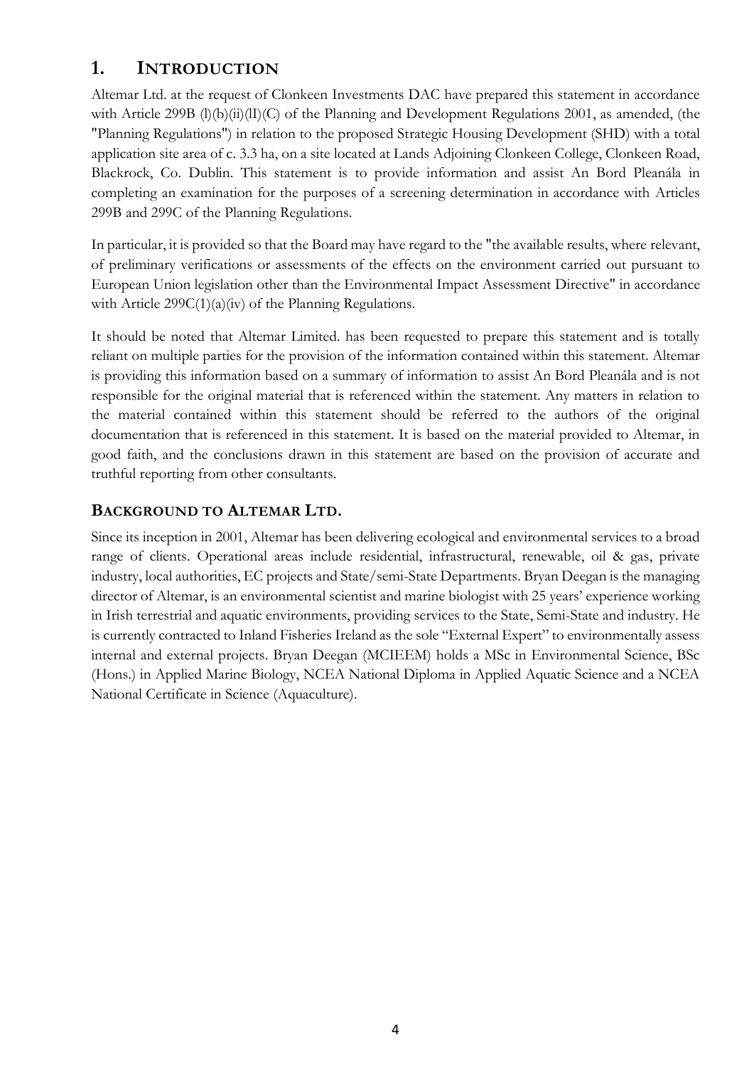# 1. INTRODUCTION

Altemar Ltd. at the request of Clonkeen Investments DAC have prepared this statement in accordance with Article 299B (l)(b)(ii)(lI)(C) of the Planning and Development Regulations 2001, as amended, (the "Planning Regulations") in relation to the proposed Strategic Housing Development (SHD) with a total application site area of c. 3.3 ha, on a site located at Lands Adjoining Clonkeen College, Clonkeen Road, Blackrock, Co. Dublin. This statement is to provide information and assist An Bord Pleanála in completing an examination for the purposes of a screening determination in accordance with Articles 299B and 299C of the Planning Regulations.

In particular, it is provided so that the Board may have regard to the "the available results, where relevant, of preliminary verifications or assessments of the effects on the environment carried out pursuant to European Union legislation other than the Environmental Impact Assessment Directive" in accordance with Article 299C(1)(a)(iv) of the Planning Regulations.

It should be noted that Altemar Limited. has been requested to prepare this statement and is totally reliant on multiple parties for the provision of the information contained within this statement. Altemar is providing this information based on a summary of information to assist An Bord Pleanála and is not responsible for the original material that is referenced within the statement. Any matters in relation to the material contained within this statement should be referred to the authors of the original documentation that is referenced in this statement. It is based on the material provided to Altemar, in good faith, and the conclusions drawn in this statement are based on the provision of accurate and truthful reporting from other consultants.

## BACKGROUND TO ALTEMAR LTD.

Since its inception in 2001, Altemar has been delivering ecological and environmental services to a broad range of clients. Operational areas include residential, infrastructural, renewable, oil & gas, private industry, local authorities, EC projects and State/semi-State Departments. Bryan Deegan is the managing director of Altemar, is an environmental scientist and marine biologist with 25 years' experience working in Irish terrestrial and aquatic environments, providing services to the State, Semi-State and industry. He is currently contracted to Inland Fisheries Ireland as the sole "External Expert" to environmentally assess internal and external projects. Bryan Deegan (MCIEEM) holds a MSc in Environmental Science, BSc (Hons.) in Applied Marine Biology, NCEA National Diploma in Applied Aquatic Science and a NCEA National Certificate in Science (Aquaculture).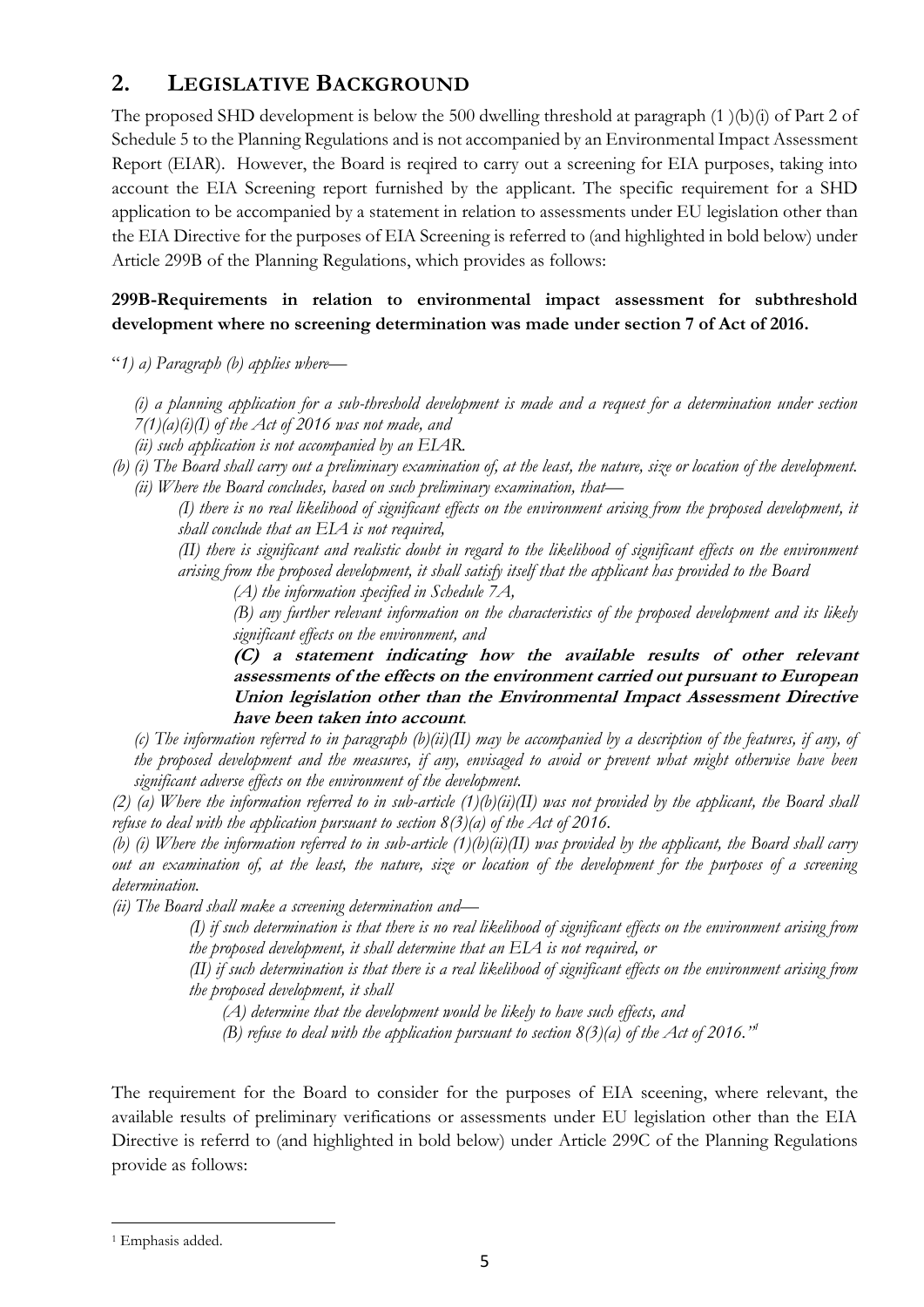## 2. LEGISLATIVE BACKGROUND

The proposed SHD development is below the 500 dwelling threshold at paragraph (1 )(b)(i) of Part 2 of Schedule 5 to the Planning Regulations and is not accompanied by an Environmental Impact Assessment Report (EIAR). However, the Board is reqired to carry out a screening for EIA purposes, taking into account the EIA Screening report furnished by the applicant. The specific requirement for a SHD application to be accompanied by a statement in relation to assessments under EU legislation other than the EIA Directive for the purposes of EIA Screening is referred to (and highlighted in bold below) under Article 299B of the Planning Regulations, which provides as follows:

**299B-Requirements in relation to environmental impact assessment for subthreshold development where no screening determination was made under section 7 of Act of 2016.**

"*1) a) Paragraph (b) applies where—*

*(i) a planning application for a sub-threshold development is made and a request for a determination under section 7(1)(a)(i)(I) of the Act of 2016 was not made, and*

*(ii) such application is not accompanied by an EIAR.*

*(b) (i) The Board shall carry out a preliminary examination of, at the least, the nature, size or location of the development.*

*(ii) Where the Board concludes, based on such preliminary examination, that—*

*(I) there is no real likelihood of significant effects on the environment arising from the proposed development, it shall conclude that an EIA is not required,*

*(II) there is significant and realistic doubt in regard to the likelihood of significant effects on the environment arising from the proposed development, it shall satisfy itself that the applicant has provided to the Board*

*(A) the information specified in Schedule 7A,*

*(B) any further relevant information on the characteristics of the proposed development and its likely significant effects on the environment, and*

***(C) a statement indicating how the available results of other relevant assessments of the effects on the environment carried out pursuant to European Union legislation other than the Environmental Impact Assessment Directive have been taken into account**.*

*(c) The information referred to in paragraph (b)(ii)(II) may be accompanied by a description of the features, if any, of the proposed development and the measures, if any, envisaged to avoid or prevent what might otherwise have been significant adverse effects on the environment of the development.*

*(2) (a) Where the information referred to in sub-article (1)(b)(ii)(II) was not provided by the applicant, the Board shall refuse to deal with the application pursuant to section 8(3)(a) of the Act of 2016.*

*(b) (i) Where the information referred to in sub-article (1)(b)(ii)(II) was provided by the applicant, the Board shall carry out an examination of, at the least, the nature, size or location of the development for the purposes of a screening determination.*

*(ii) The Board shall make a screening determination and—*

*(I) if such determination is that there is no real likelihood of significant effects on the environment arising from the proposed development, it shall determine that an EIA is not required, or*

*(II) if such determination is that there is a real likelihood of significant effects on the environment arising from the proposed development, it shall*

*(A) determine that the development would be likely to have such effects, and*

*(B) refuse to deal with the application pursuant to section 8(3)(a) of the Act of 2016."*[1]

The requirement for the Board to consider for the purposes of EIA sceening, where relevant, the available results of preliminary verifications or assessments under EU legislation other than the EIA Directive is referrd to (and highlighted in bold below) under Article 299C of the Planning Regulations provide as follows:

[1] Emphasis added.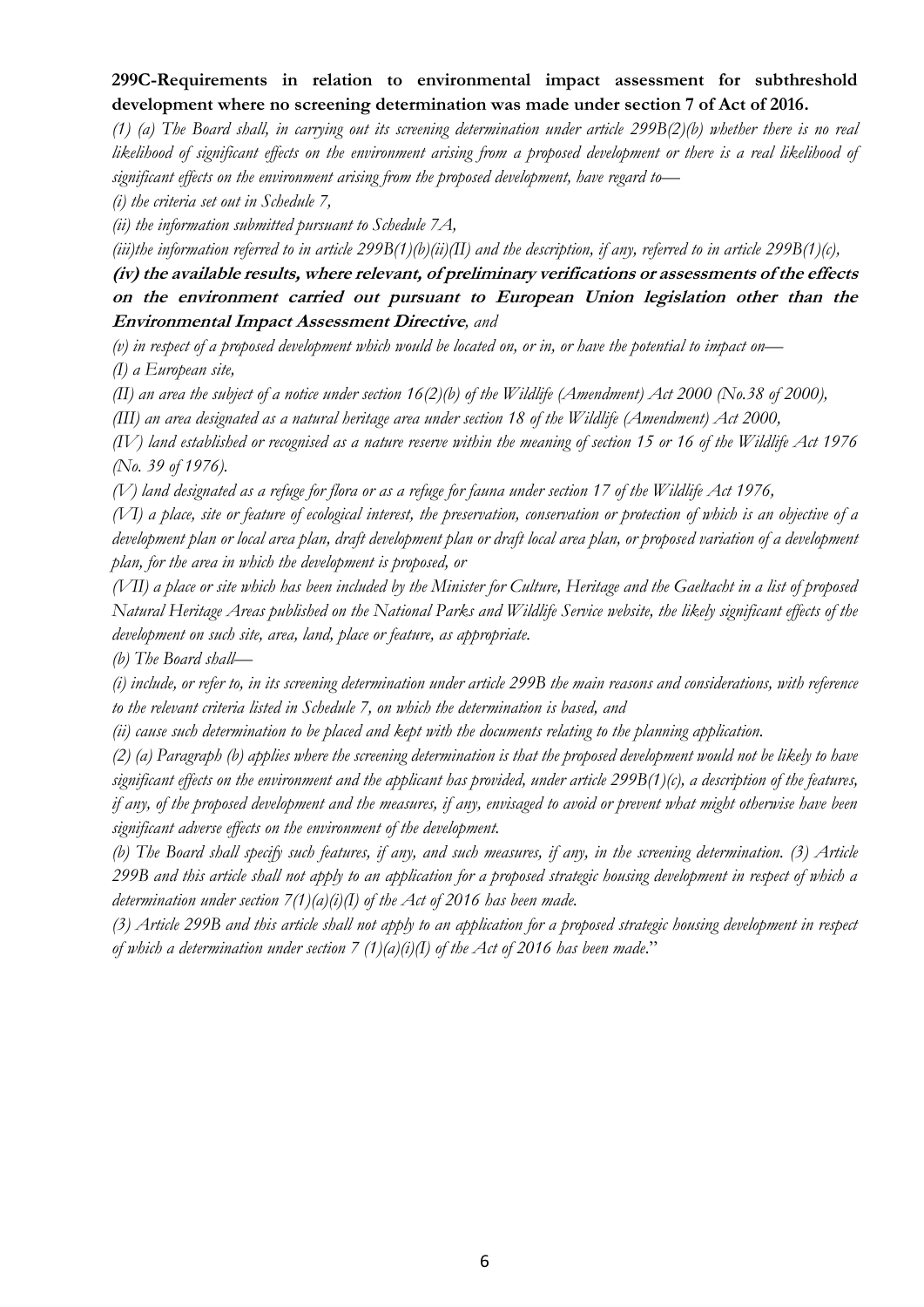**299C-Requirements in relation to environmental impact assessment for subthreshold development where no screening determination was made under section 7 of Act of 2016.**

*(1) (a) The Board shall, in carrying out its screening determination under article 299B(2)(b) whether there is no real likelihood of significant effects on the environment arising from a proposed development or there is a real likelihood of significant effects on the environment arising from the proposed development, have regard to—*

*(i) the criteria set out in Schedule 7,*

*(ii) the information submitted pursuant to Schedule 7A,*

*(iii)the information referred to in article 299B(1)(b)(ii)(II) and the description, if any, referred to in article 299B(1)(c),*

***(iv) the available results, where relevant, of preliminary verifications or assessments of the effects on the environment carried out pursuant to European Union legislation other than the Environmental Impact Assessment Directive**, and*

*(v) in respect of a proposed development which would be located on, or in, or have the potential to impact on—*

*(I) a European site,*

*(II) an area the subject of a notice under section 16(2)(b) of the Wildlife (Amendment) Act 2000 (No.38 of 2000),*

*(III) an area designated as a natural heritage area under section 18 of the Wildlife (Amendment) Act 2000,*

*(IV) land established or recognised as a nature reserve within the meaning of section 15 or 16 of the Wildlife Act 1976 (No. 39 of 1976).*

*(V) land designated as a refuge for flora or as a refuge for fauna under section 17 of the Wildlife Act 1976,*

*(VI) a place, site or feature of ecological interest, the preservation, conservation or protection of which is an objective of a development plan or local area plan, draft development plan or draft local area plan, or proposed variation of a development plan, for the area in which the development is proposed, or*

*(VII) a place or site which has been included by the Minister for Culture, Heritage and the Gaeltacht in a list of proposed Natural Heritage Areas published on the National Parks and Wildlife Service website, the likely significant effects of the development on such site, area, land, place or feature, as appropriate.*

*(b) The Board shall—*

*(i) include, or refer to, in its screening determination under article 299B the main reasons and considerations, with reference to the relevant criteria listed in Schedule 7, on which the determination is based, and*

*(ii) cause such determination to be placed and kept with the documents relating to the planning application.*

*(2) (a) Paragraph (b) applies where the screening determination is that the proposed development would not be likely to have significant effects on the environment and the applicant has provided, under article 299B(1)(c), a description of the features, if any, of the proposed development and the measures, if any, envisaged to avoid or prevent what might otherwise have been significant adverse effects on the environment of the development.*

*(b) The Board shall specify such features, if any, and such measures, if any, in the screening determination. (3) Article 299B and this article shall not apply to an application for a proposed strategic housing development in respect of which a determination under section 7(1)(a)(i)(I) of the Act of 2016 has been made.*

*(3) Article 299B and this article shall not apply to an application for a proposed strategic housing development in respect of which a determination under section 7 (1)(a)(i)(I) of the Act of 2016 has been made.*"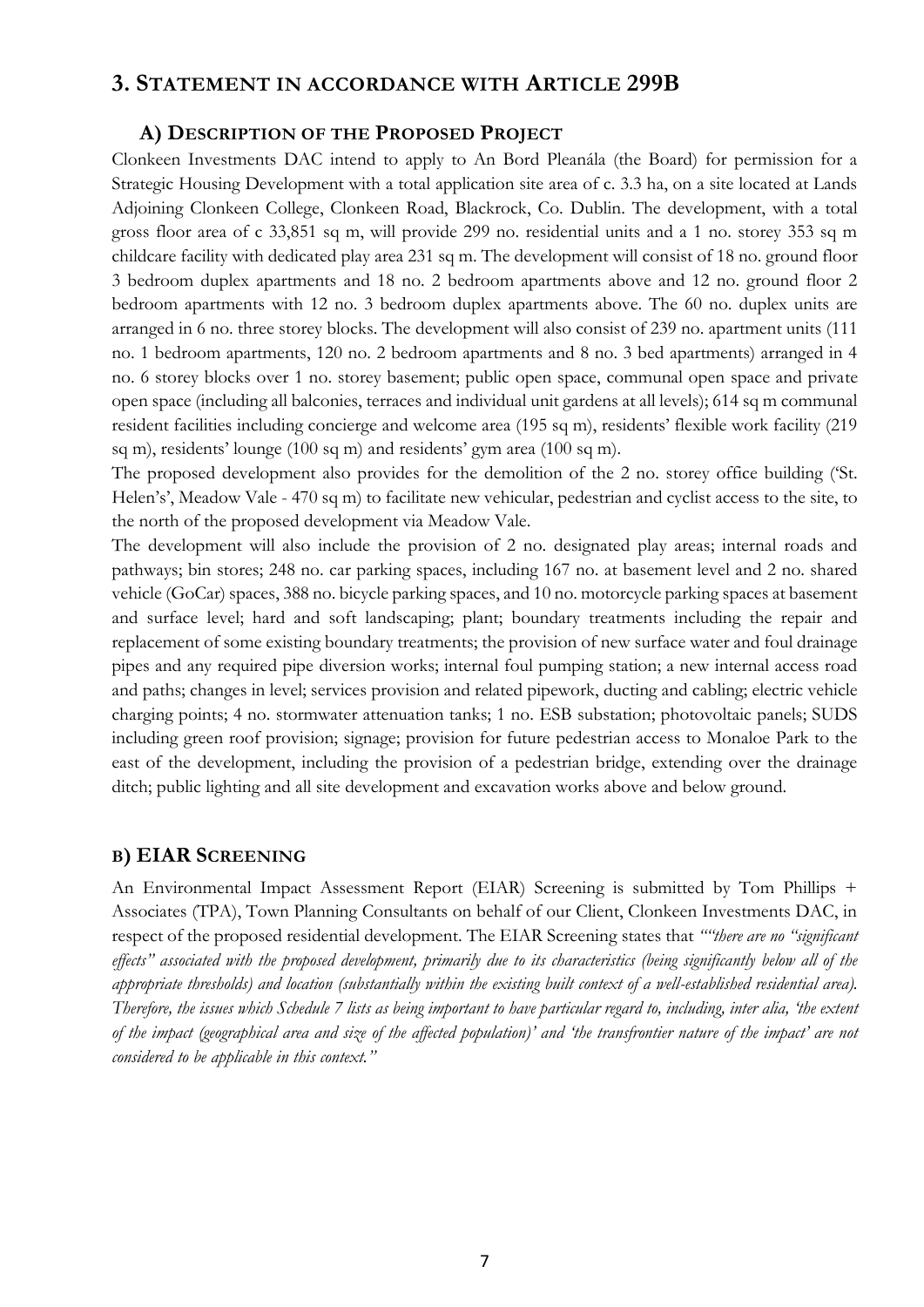## 3. Statement in accordance with Article 299B

### A) Description of the Proposed Project

Clonkeen Investments DAC intend to apply to An Bord Pleanála (the Board) for permission for a Strategic Housing Development with a total application site area of c. 3.3 ha, on a site located at Lands Adjoining Clonkeen College, Clonkeen Road, Blackrock, Co. Dublin. The development, with a total gross floor area of c 33,851 sq m, will provide 299 no. residential units and a 1 no. storey 353 sq m childcare facility with dedicated play area 231 sq m. The development will consist of 18 no. ground floor 3 bedroom duplex apartments and 18 no. 2 bedroom apartments above and 12 no. ground floor 2 bedroom apartments with 12 no. 3 bedroom duplex apartments above. The 60 no. duplex units are arranged in 6 no. three storey blocks. The development will also consist of 239 no. apartment units (111 no. 1 bedroom apartments, 120 no. 2 bedroom apartments and 8 no. 3 bed apartments) arranged in 4 no. 6 storey blocks over 1 no. storey basement; public open space, communal open space and private open space (including all balconies, terraces and individual unit gardens at all levels); 614 sq m communal resident facilities including concierge and welcome area (195 sq m), residents' flexible work facility (219 sq m), residents' lounge (100 sq m) and residents' gym area (100 sq m).

The proposed development also provides for the demolition of the 2 no. storey office building ('St. Helen's', Meadow Vale - 470 sq m) to facilitate new vehicular, pedestrian and cyclist access to the site, to the north of the proposed development via Meadow Vale.

The development will also include the provision of 2 no. designated play areas; internal roads and pathways; bin stores; 248 no. car parking spaces, including 167 no. at basement level and 2 no. shared vehicle (GoCar) spaces, 388 no. bicycle parking spaces, and 10 no. motorcycle parking spaces at basement and surface level; hard and soft landscaping; plant; boundary treatments including the repair and replacement of some existing boundary treatments; the provision of new surface water and foul drainage pipes and any required pipe diversion works; internal foul pumping station; a new internal access road and paths; changes in level; services provision and related pipework, ducting and cabling; electric vehicle charging points; 4 no. stormwater attenuation tanks; 1 no. ESB substation; photovoltaic panels; SUDS including green roof provision; signage; provision for future pedestrian access to Monaloe Park to the east of the development, including the provision of a pedestrian bridge, extending over the drainage ditch; public lighting and all site development and excavation works above and below ground.

### B) EIAR Screening

An Environmental Impact Assessment Report (EIAR) Screening is submitted by Tom Phillips + Associates (TPA), Town Planning Consultants on behalf of our Client, Clonkeen Investments DAC, in respect of the proposed residential development. The EIAR Screening states that *""there are no "significant effects" associated with the proposed development, primarily due to its characteristics (being significantly below all of the appropriate thresholds) and location (substantially within the existing built context of a well-established residential area). Therefore, the issues which Schedule 7 lists as being important to have particular regard to, including, inter alia, 'the extent of the impact (geographical area and size of the affected population)' and 'the transfrontier nature of the impact' are not considered to be applicable in this context."*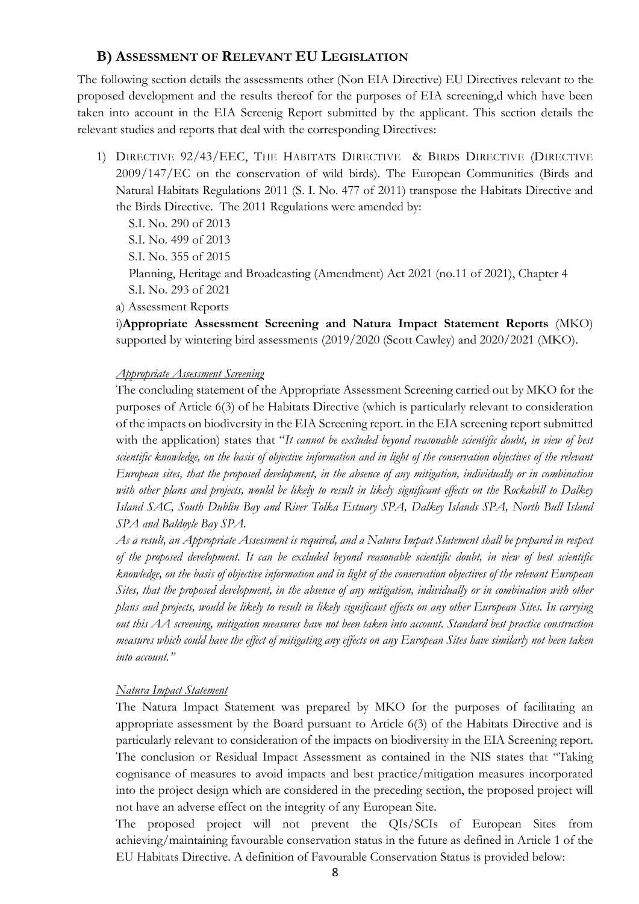## B) Assessment of Relevant EU Legislation

The following section details the assessments other (Non EIA Directive) EU Directives relevant to the proposed development and the results thereof for the purposes of EIA screening,d which have been taken into account in the EIA Screenig Report submitted by the applicant. This section details the relevant studies and reports that deal with the corresponding Directives:

1) Directive 92/43/EEC, The Habitats Directive & Birds Directive (Directive 2009/147/EC on the conservation of wild birds). The European Communities (Birds and Natural Habitats Regulations 2011 (S. I. No. 477 of 2011) transpose the Habitats Directive and the Birds Directive. The 2011 Regulations were amended by:

   S.I. No. 290 of 2013
   S.I. No. 499 of 2013
   S.I. No. 355 of 2015
   Planning, Heritage and Broadcasting (Amendment) Act 2021 (no.11 of 2021), Chapter 4
   S.I. No. 293 of 2021

   a) Assessment Reports

   i)**Appropriate Assessment Screening and Natura Impact Statement Reports** (MKO) supported by wintering bird assessments (2019/2020 (Scott Cawley) and 2020/2021 (MKO).

   _Appropriate Assessment Screening_

   The concluding statement of the Appropriate Assessment Screening carried out by MKO for the purposes of Article 6(3) of he Habitats Directive (which is particularly relevant to consideration of the impacts on biodiversity in the EIA Screening report. in the EIA screening report submitted with the application) states that "*It cannot be excluded beyond reasonable scientific doubt, in view of best scientific knowledge, on the basis of objective information and in light of the conservation objectives of the relevant European sites, that the proposed development, in the absence of any mitigation, individually or in combination with other plans and projects, would be likely to result in likely significant effects on the Rockabill to Dalkey Island SAC, South Dublin Bay and River Tolka Estuary SPA, Dalkey Islands SPA, North Bull Island SPA and Baldoyle Bay SPA.*

   *As a result, an Appropriate Assessment is required, and a Natura Impact Statement shall be prepared in respect of the proposed development. It can be excluded beyond reasonable scientific doubt, in view of best scientific knowledge, on the basis of objective information and in light of the conservation objectives of the relevant European Sites, that the proposed development, in the absence of any mitigation, individually or in combination with other plans and projects, would be likely to result in likely significant effects on any other European Sites. In carrying out this AA screening, mitigation measures have not been taken into account. Standard best practice construction measures which could have the effect of mitigating any effects on any European Sites have similarly not been taken into account.*"

   _Natura Impact Statement_

   The Natura Impact Statement was prepared by MKO for the purposes of facilitating an appropriate assessment by the Board pursuant to Article 6(3) of the Habitats Directive and is particularly relevant to consideration of the impacts on biodiversity in the EIA Screening report. The conclusion or Residual Impact Assessment as contained in the NIS states that "Taking cognisance of measures to avoid impacts and best practice/mitigation measures incorporated into the project design which are considered in the preceding section, the proposed project will not have an adverse effect on the integrity of any European Site.

   The proposed project will not prevent the QIs/SCIs of European Sites from achieving/maintaining favourable conservation status in the future as defined in Article 1 of the EU Habitats Directive. A definition of Favourable Conservation Status is provided below: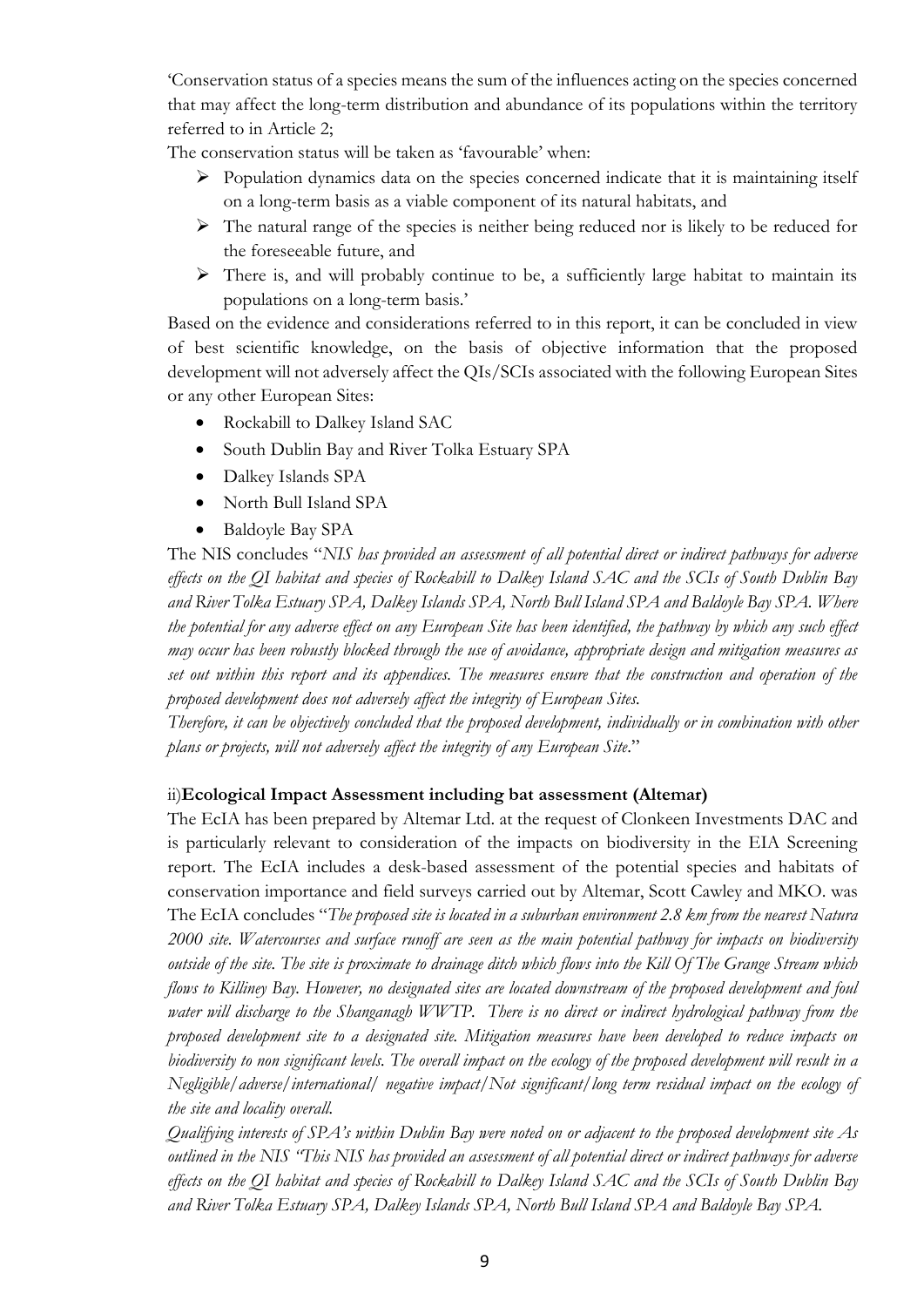'Conservation status of a species means the sum of the influences acting on the species concerned that may affect the long-term distribution and abundance of its populations within the territory referred to in Article 2;

The conservation status will be taken as 'favourable' when:

- Population dynamics data on the species concerned indicate that it is maintaining itself on a long-term basis as a viable component of its natural habitats, and
- The natural range of the species is neither being reduced nor is likely to be reduced for the foreseeable future, and
- There is, and will probably continue to be, a sufficiently large habitat to maintain its populations on a long-term basis.'

Based on the evidence and considerations referred to in this report, it can be concluded in view of best scientific knowledge, on the basis of objective information that the proposed development will not adversely affect the QIs/SCIs associated with the following European Sites or any other European Sites:

- Rockabill to Dalkey Island SAC
- South Dublin Bay and River Tolka Estuary SPA
- Dalkey Islands SPA
- North Bull Island SPA
- Baldoyle Bay SPA

The NIS concludes "*NIS has provided an assessment of all potential direct or indirect pathways for adverse effects on the QI habitat and species of Rockabill to Dalkey Island SAC and the SCIs of South Dublin Bay and River Tolka Estuary SPA, Dalkey Islands SPA, North Bull Island SPA and Baldoyle Bay SPA. Where the potential for any adverse effect on any European Site has been identified, the pathway by which any such effect may occur has been robustly blocked through the use of avoidance, appropriate design and mitigation measures as set out within this report and its appendices. The measures ensure that the construction and operation of the proposed development does not adversely affect the integrity of European Sites.*

*Therefore, it can be objectively concluded that the proposed development, individually or in combination with other plans or projects, will not adversely affect the integrity of any European Site*."

ii)**Ecological Impact Assessment including bat assessment (Altemar)**

The EcIA has been prepared by Altemar Ltd. at the request of Clonkeen Investments DAC and is particularly relevant to consideration of the impacts on biodiversity in the EIA Screening report. The EcIA includes a desk-based assessment of the potential species and habitats of conservation importance and field surveys carried out by Altemar, Scott Cawley and MKO. was The EcIA concludes "*The proposed site is located in a suburban environment 2.8 km from the nearest Natura 2000 site. Watercourses and surface runoff are seen as the main potential pathway for impacts on biodiversity outside of the site. The site is proximate to drainage ditch which flows into the Kill Of The Grange Stream which flows to Killiney Bay. However, no designated sites are located downstream of the proposed development and foul water will discharge to the Shanganagh WWTP. There is no direct or indirect hydrological pathway from the proposed development site to a designated site. Mitigation measures have been developed to reduce impacts on biodiversity to non significant levels. The overall impact on the ecology of the proposed development will result in a Negligible/adverse/international/ negative impact/Not significant/long term residual impact on the ecology of the site and locality overall.*

*Qualifying interests of SPA's within Dublin Bay were noted on or adjacent to the proposed development site As outlined in the NIS "This NIS has provided an assessment of all potential direct or indirect pathways for adverse effects on the QI habitat and species of Rockabill to Dalkey Island SAC and the SCIs of South Dublin Bay and River Tolka Estuary SPA, Dalkey Islands SPA, North Bull Island SPA and Baldoyle Bay SPA.*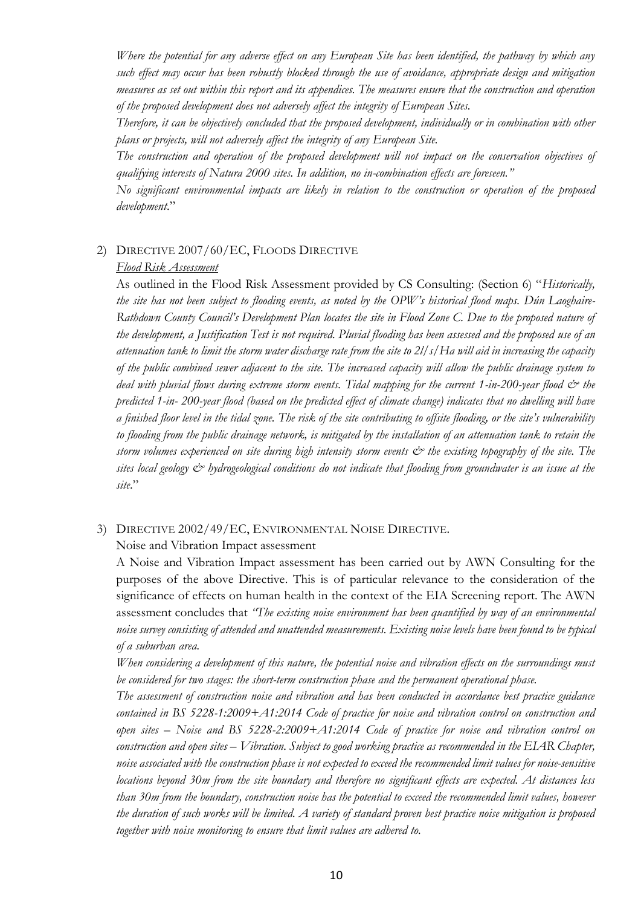*Where the potential for any adverse effect on any European Site has been identified, the pathway by which any such effect may occur has been robustly blocked through the use of avoidance, appropriate design and mitigation measures as set out within this report and its appendices. The measures ensure that the construction and operation of the proposed development does not adversely affect the integrity of European Sites.*

*Therefore, it can be objectively concluded that the proposed development, individually or in combination with other plans or projects, will not adversely affect the integrity of any European Site.*

*The construction and operation of the proposed development will not impact on the conservation objectives of qualifying interests of Natura 2000 sites. In addition, no in-combination effects are foreseen."*

*No significant environmental impacts are likely in relation to the construction or operation of the proposed development*."

2) DIRECTIVE 2007/60/EC, FLOODS DIRECTIVE

   *Flood Risk Assessment*

   As outlined in the Flood Risk Assessment provided by CS Consulting: (Section 6) "*Historically, the site has not been subject to flooding events, as noted by the OPW's historical flood maps. Dún Laoghaire-Rathdown County Council's Development Plan locates the site in Flood Zone C. Due to the proposed nature of the development, a Justification Test is not required. Pluvial flooding has been assessed and the proposed use of an attenuation tank to limit the storm water discharge rate from the site to 2l/s/Ha will aid in increasing the capacity of the public combined sewer adjacent to the site. The increased capacity will allow the public drainage system to deal with pluvial flows during extreme storm events. Tidal mapping for the current 1-in-200-year flood & the predicted 1-in- 200-year flood (based on the predicted effect of climate change) indicates that no dwelling will have a finished floor level in the tidal zone. The risk of the site contributing to offsite flooding, or the site's vulnerability to flooding from the public drainage network, is mitigated by the installation of an attenuation tank to retain the storm volumes experienced on site during high intensity storm events & the existing topography of the site. The sites local geology & hydrogeological conditions do not indicate that flooding from groundwater is an issue at the site*."

3) DIRECTIVE 2002/49/EC, ENVIRONMENTAL NOISE DIRECTIVE.

   Noise and Vibration Impact assessment

   A Noise and Vibration Impact assessment has been carried out by AWN Consulting for the purposes of the above Directive. This is of particular relevance to the consideration of the significance of effects on human health in the context of the EIA Screening report. The AWN assessment concludes that *"The existing noise environment has been quantified by way of an environmental noise survey consisting of attended and unattended measurements. Existing noise levels have been found to be typical of a suburban area.*

   *When considering a development of this nature, the potential noise and vibration effects on the surroundings must be considered for two stages: the short-term construction phase and the permanent operational phase.*

   *The assessment of construction noise and vibration and has been conducted in accordance best practice guidance contained in BS 5228-1:2009+A1:2014 Code of practice for noise and vibration control on construction and open sites – Noise and BS 5228-2:2009+A1:2014 Code of practice for noise and vibration control on construction and open sites – Vibration. Subject to good working practice as recommended in the EIAR Chapter, noise associated with the construction phase is not expected to exceed the recommended limit values for noise-sensitive locations beyond 30m from the site boundary and therefore no significant effects are expected. At distances less than 30m from the boundary, construction noise has the potential to exceed the recommended limit values, however the duration of such works will be limited. A variety of standard proven best practice noise mitigation is proposed together with noise monitoring to ensure that limit values are adhered to.*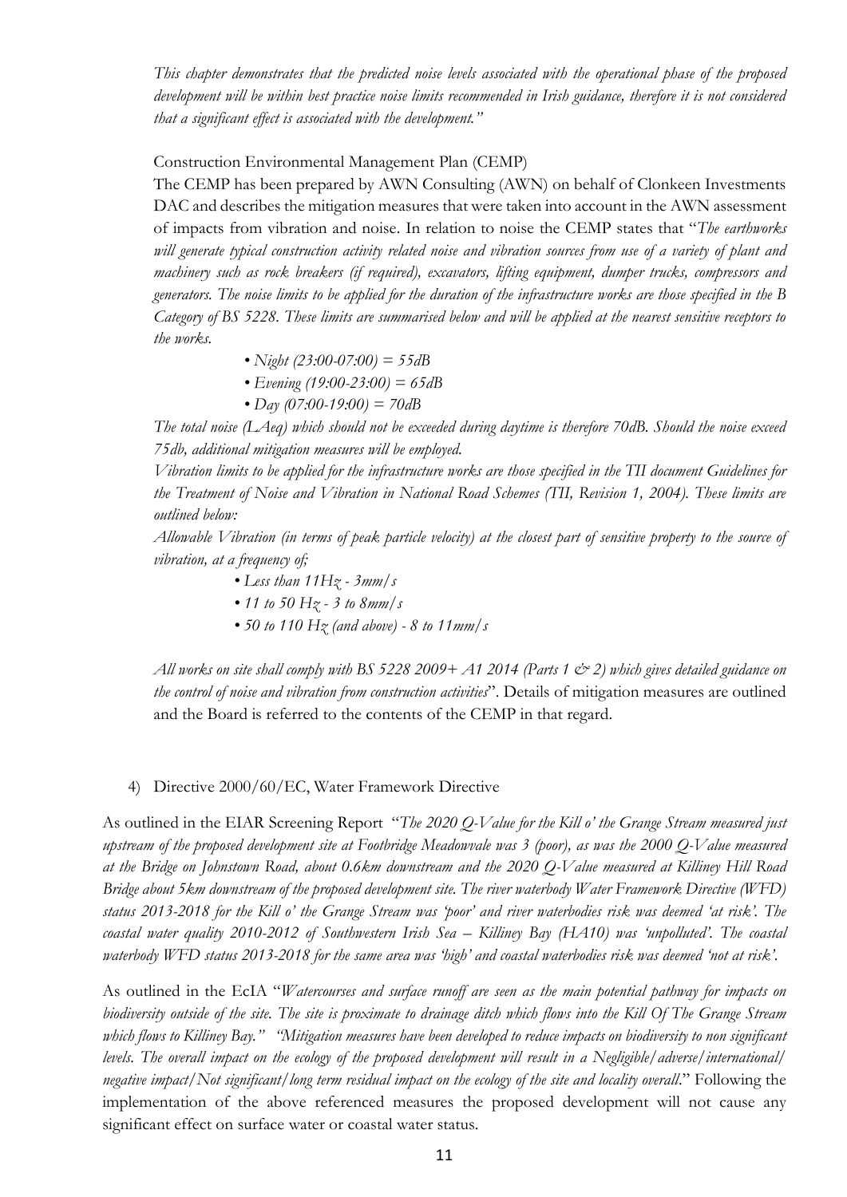*This chapter demonstrates that the predicted noise levels associated with the operational phase of the proposed development will be within best practice noise limits recommended in Irish guidance, therefore it is not considered that a significant effect is associated with the development."*

Construction Environmental Management Plan (CEMP)

The CEMP has been prepared by AWN Consulting (AWN) on behalf of Clonkeen Investments DAC and describes the mitigation measures that were taken into account in the AWN assessment of impacts from vibration and noise. In relation to noise the CEMP states that "*The earthworks will generate typical construction activity related noise and vibration sources from use of a variety of plant and machinery such as rock breakers (if required), excavators, lifting equipment, dumper trucks, compressors and generators. The noise limits to be applied for the duration of the infrastructure works are those specified in the B Category of BS 5228. These limits are summarised below and will be applied at the nearest sensitive receptors to the works.*

- *Night (23:00-07:00) = 55dB*
- *Evening (19:00-23:00) = 65dB*
- *Day (07:00-19:00) = 70dB*

*The total noise (LAeq) which should not be exceeded during daytime is therefore 70dB. Should the noise exceed 75db, additional mitigation measures will be employed.*

*Vibration limits to be applied for the infrastructure works are those specified in the TII document Guidelines for the Treatment of Noise and Vibration in National Road Schemes (TII, Revision 1, 2004). These limits are outlined below:*

*Allowable Vibration (in terms of peak particle velocity) at the closest part of sensitive property to the source of vibration, at a frequency of;*

- *Less than 11Hz - 3mm/s*
- *11 to 50 Hz - 3 to 8mm/s*
- *50 to 110 Hz (and above) - 8 to 11mm/s*

*All works on site shall comply with BS 5228 2009+ A1 2014 (Parts 1 & 2) which gives detailed guidance on the control of noise and vibration from construction activities*". Details of mitigation measures are outlined and the Board is referred to the contents of the CEMP in that regard.

4) Directive 2000/60/EC, Water Framework Directive

As outlined in the EIAR Screening Report "*The 2020 Q-Value for the Kill o' the Grange Stream measured just upstream of the proposed development site at Footbridge Meadowvale was 3 (poor), as was the 2000 Q-Value measured at the Bridge on Johnstown Road, about 0.6km downstream and the 2020 Q-Value measured at Killiney Hill Road Bridge about 5km downstream of the proposed development site. The river waterbody Water Framework Directive (WFD) status 2013-2018 for the Kill o' the Grange Stream was 'poor' and river waterbodies risk was deemed 'at risk'. The coastal water quality 2010-2012 of Southwestern Irish Sea – Killiney Bay (HA10) was 'unpolluted'. The coastal waterbody WFD status 2013-2018 for the same area was 'high' and coastal waterbodies risk was deemed 'not at risk'.*

As outlined in the EcIA "*Watercourses and surface runoff are seen as the main potential pathway for impacts on biodiversity outside of the site. The site is proximate to drainage ditch which flows into the Kill Of The Grange Stream which flows to Killiney Bay." "Mitigation measures have been developed to reduce impacts on biodiversity to non significant levels. The overall impact on the ecology of the proposed development will result in a Negligible/adverse/international/ negative impact/Not significant/long term residual impact on the ecology of the site and locality overall*." Following the implementation of the above referenced measures the proposed development will not cause any significant effect on surface water or coastal water status.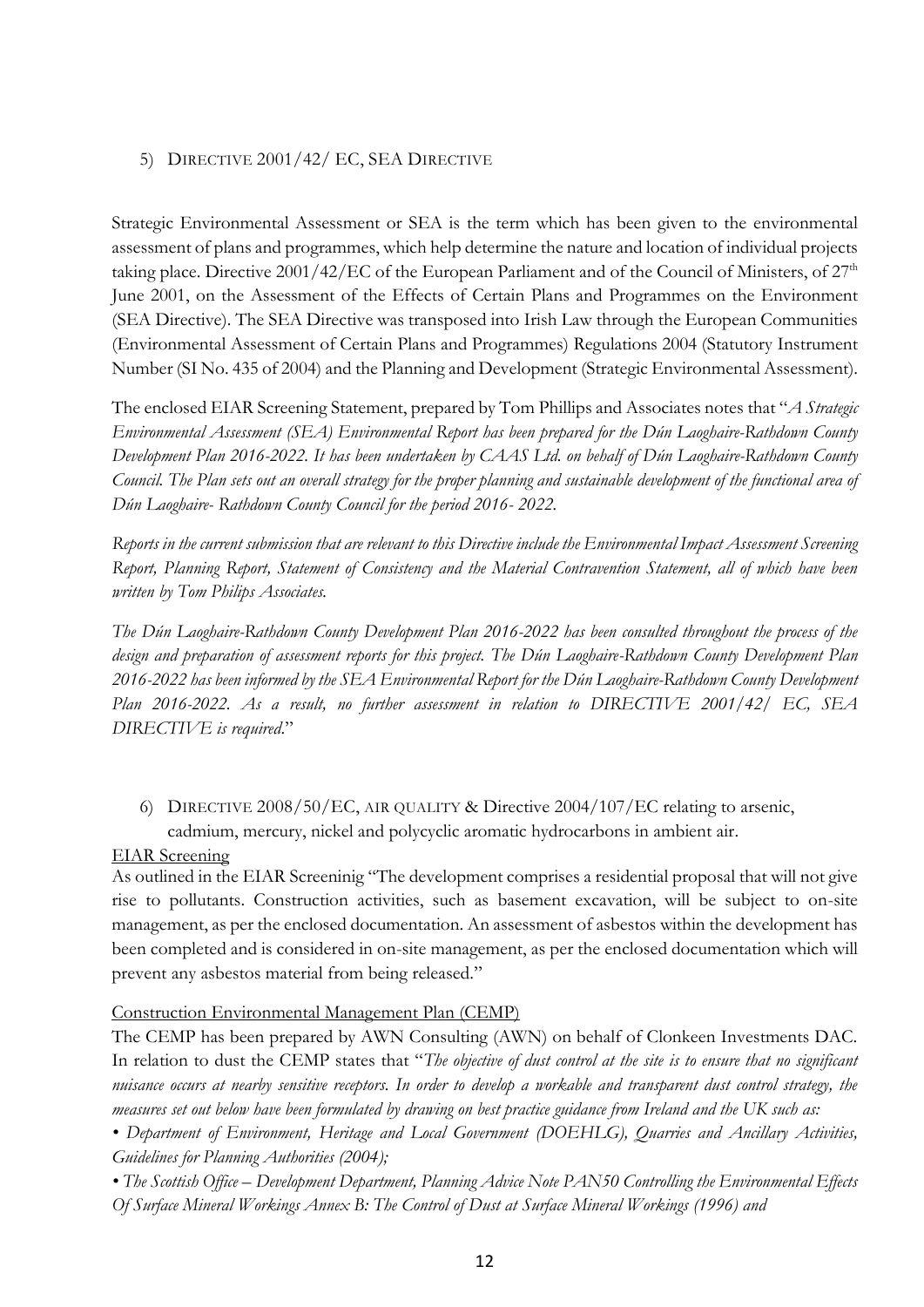5) DIRECTIVE 2001/42/ EC, SEA DIRECTIVE

Strategic Environmental Assessment or SEA is the term which has been given to the environmental assessment of plans and programmes, which help determine the nature and location of individual projects taking place. Directive 2001/42/EC of the European Parliament and of the Council of Ministers, of 27th June 2001, on the Assessment of the Effects of Certain Plans and Programmes on the Environment (SEA Directive). The SEA Directive was transposed into Irish Law through the European Communities (Environmental Assessment of Certain Plans and Programmes) Regulations 2004 (Statutory Instrument Number (SI No. 435 of 2004) and the Planning and Development (Strategic Environmental Assessment).

The enclosed EIAR Screening Statement, prepared by Tom Phillips and Associates notes that "*A Strategic Environmental Assessment (SEA) Environmental Report has been prepared for the Dún Laoghaire-Rathdown County Development Plan 2016-2022. It has been undertaken by CAAS Ltd. on behalf of Dún Laoghaire-Rathdown County Council. The Plan sets out an overall strategy for the proper planning and sustainable development of the functional area of Dún Laoghaire- Rathdown County Council for the period 2016- 2022.*

*Reports in the current submission that are relevant to this Directive include the Environmental Impact Assessment Screening Report, Planning Report, Statement of Consistency and the Material Contravention Statement, all of which have been written by Tom Philips Associates.*

*The Dún Laoghaire-Rathdown County Development Plan 2016-2022 has been consulted throughout the process of the design and preparation of assessment reports for this project. The Dún Laoghaire-Rathdown County Development Plan 2016-2022 has been informed by the SEA Environmental Report for the Dún Laoghaire-Rathdown County Development Plan 2016-2022. As a result, no further assessment in relation to DIRECTIVE 2001/42/ EC, SEA DIRECTIVE is required.*"

6) DIRECTIVE 2008/50/EC, AIR QUALITY & Directive 2004/107/EC relating to arsenic, cadmium, mercury, nickel and polycyclic aromatic hydrocarbons in ambient air.

EIAR Screening

As outlined in the EIAR Screeninig "The development comprises a residential proposal that will not give rise to pollutants. Construction activities, such as basement excavation, will be subject to on-site management, as per the enclosed documentation. An assessment of asbestos within the development has been completed and is considered in on-site management, as per the enclosed documentation which will prevent any asbestos material from being released."

Construction Environmental Management Plan (CEMP)

The CEMP has been prepared by AWN Consulting (AWN) on behalf of Clonkeen Investments DAC. In relation to dust the CEMP states that "*The objective of dust control at the site is to ensure that no significant nuisance occurs at nearby sensitive receptors. In order to develop a workable and transparent dust control strategy, the measures set out below have been formulated by drawing on best practice guidance from Ireland and the UK such as:*

*• Department of Environment, Heritage and Local Government (DOEHLG), Quarries and Ancillary Activities, Guidelines for Planning Authorities (2004);*

*• The Scottish Office – Development Department, Planning Advice Note PAN50 Controlling the Environmental Effects Of Surface Mineral Workings Annex B: The Control of Dust at Surface Mineral Workings (1996) and*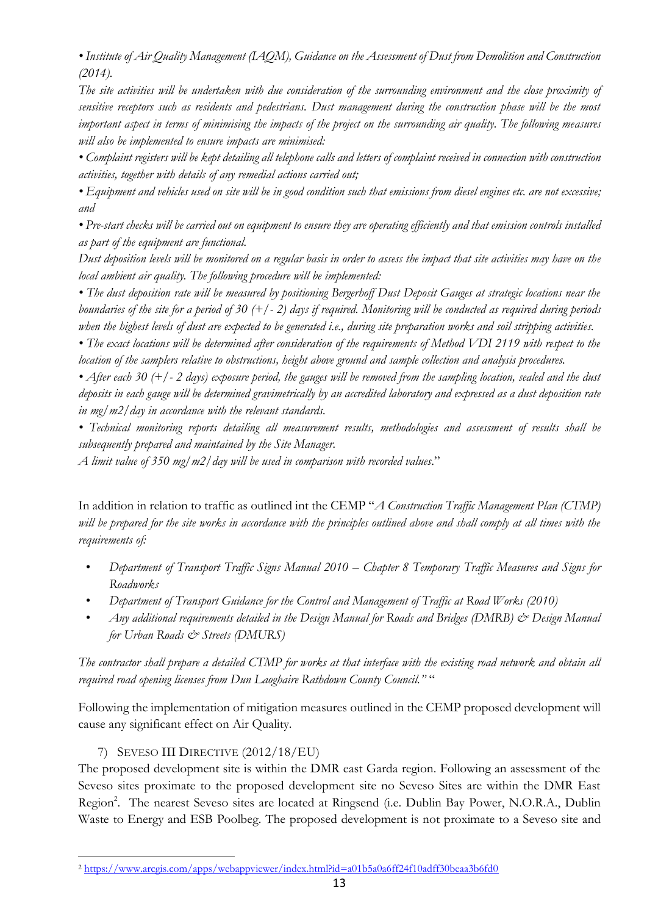*• Institute of Air Quality Management (IAQM), Guidance on the Assessment of Dust from Demolition and Construction (2014).*

*The site activities will be undertaken with due consideration of the surrounding environment and the close proximity of sensitive receptors such as residents and pedestrians. Dust management during the construction phase will be the most important aspect in terms of minimising the impacts of the project on the surrounding air quality. The following measures will also be implemented to ensure impacts are minimised:*

*• Complaint registers will be kept detailing all telephone calls and letters of complaint received in connection with construction activities, together with details of any remedial actions carried out;*

*• Equipment and vehicles used on site will be in good condition such that emissions from diesel engines etc. are not excessive; and*

*• Pre-start checks will be carried out on equipment to ensure they are operating efficiently and that emission controls installed as part of the equipment are functional.*

*Dust deposition levels will be monitored on a regular basis in order to assess the impact that site activities may have on the local ambient air quality. The following procedure will be implemented:*

*• The dust deposition rate will be measured by positioning Bergerhoff Dust Deposit Gauges at strategic locations near the boundaries of the site for a period of 30 (+/- 2) days if required. Monitoring will be conducted as required during periods when the highest levels of dust are expected to be generated i.e., during site preparation works and soil stripping activities.*

*• The exact locations will be determined after consideration of the requirements of Method VDI 2119 with respect to the location of the samplers relative to obstructions, height above ground and sample collection and analysis procedures.*

*• After each 30 (+/- 2 days) exposure period, the gauges will be removed from the sampling location, sealed and the dust deposits in each gauge will be determined gravimetrically by an accredited laboratory and expressed as a dust deposition rate in mg/m2/day in accordance with the relevant standards.*

*• Technical monitoring reports detailing all measurement results, methodologies and assessment of results shall be subsequently prepared and maintained by the Site Manager.*

*A limit value of 350 mg/m2/day will be used in comparison with recorded values*."

In addition in relation to traffic as outlined int the CEMP "*A Construction Traffic Management Plan (CTMP) will be prepared for the site works in accordance with the principles outlined above and shall comply at all times with the requirements of:*

- *Department of Transport Traffic Signs Manual 2010 – Chapter 8 Temporary Traffic Measures and Signs for Roadworks*
- *Department of Transport Guidance for the Control and Management of Traffic at Road Works (2010)*
- *Any additional requirements detailed in the Design Manual for Roads and Bridges (DMRB) & Design Manual for Urban Roads & Streets (DMURS)*

*The contractor shall prepare a detailed CTMP for works at that interface with the existing road network and obtain all required road opening licenses from Dun Laoghaire Rathdown County Council."* "

Following the implementation of mitigation measures outlined in the CEMP proposed development will cause any significant effect on Air Quality.

7) Seveso III Directive (2012/18/EU)

The proposed development site is within the DMR east Garda region. Following an assessment of the Seveso sites proximate to the proposed development site no Seveso Sites are within the DMR East Region[2]. The nearest Seveso sites are located at Ringsend (i.e. Dublin Bay Power, N.O.R.A., Dublin Waste to Energy and ESB Poolbeg. The proposed development is not proximate to a Seveso site and

[2] https://www.arcgis.com/apps/webappviewer/index.html?id=a01b5a0a6ff24f10adff30beaa3b6fd0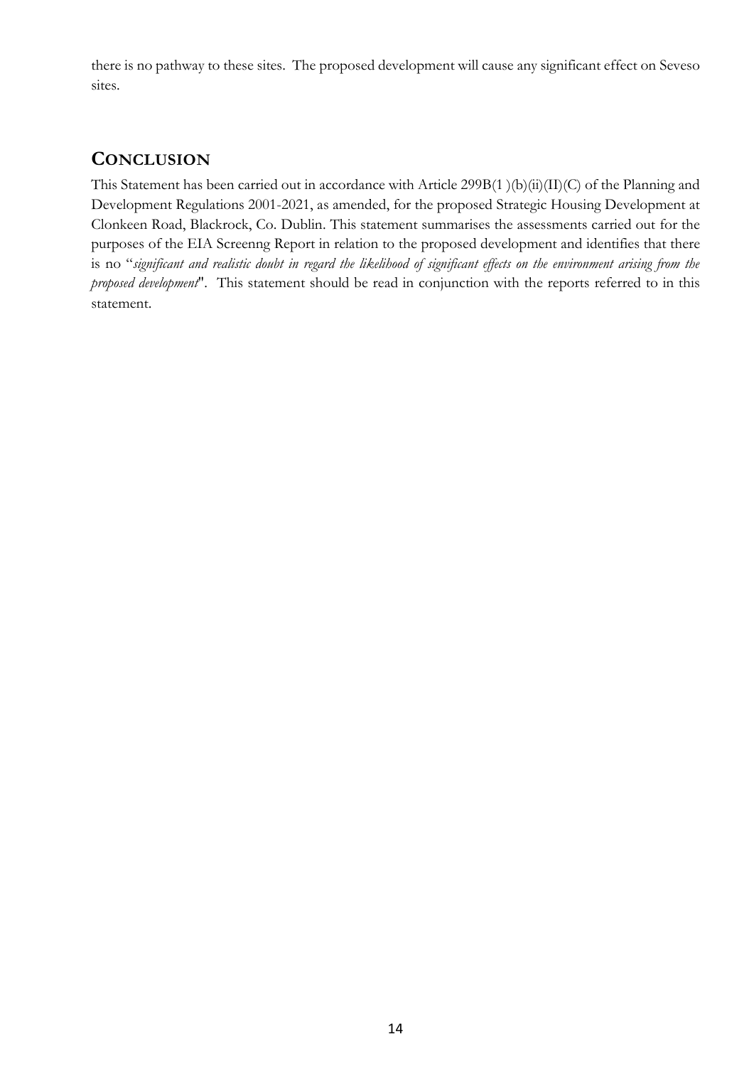there is no pathway to these sites. The proposed development will cause any significant effect on Seveso sites.

## CONCLUSION

This Statement has been carried out in accordance with Article 299B(1 )(b)(ii)(II)(C) of the Planning and Development Regulations 2001-2021, as amended, for the proposed Strategic Housing Development at Clonkeen Road, Blackrock, Co. Dublin. This statement summarises the assessments carried out for the purposes of the EIA Screenng Report in relation to the proposed development and identifies that there is no "*significant and realistic doubt in regard the likelihood of significant effects on the environment arising from the proposed development*". This statement should be read in conjunction with the reports referred to in this statement.